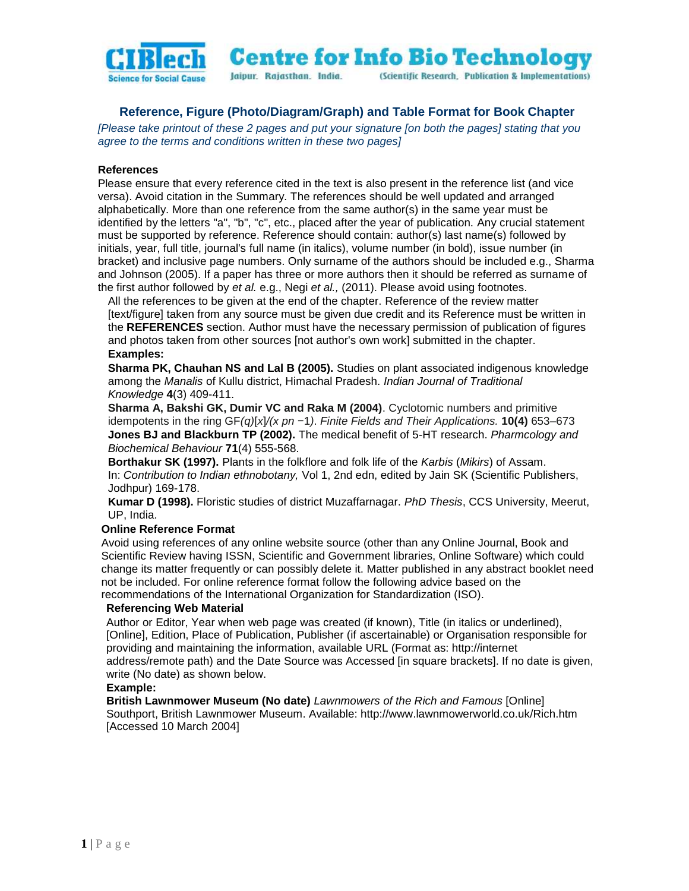**CIBtech** Science for Social Cause — **Centre for Info Bio Technology** Jaipur. Rajasthan. India. (Scientific Research, Publication & Implementations)

## Reference, Figure (Photo/Diagram/Graph) and Table Format for Book Chapter

*[Please take printout of these 2 pages and put your signature [on both the pages] stating that you agree to the terms and conditions written in these two pages]*

### References

Please ensure that every reference cited in the text is also present in the reference list (and vice versa). Avoid citation in the Summary. The references should be well updated and arranged alphabetically. More than one reference from the same author(s) in the same year must be identified by the letters "a", "b", "c", etc., placed after the year of publication. Any crucial statement must be supported by reference. Reference should contain: author(s) last name(s) followed by initials, year, full title, journal's full name (in italics), volume number (in bold), issue number (in bracket) and inclusive page numbers. Only surname of the authors should be included e.g., Sharma and Johnson (2005). If a paper has three or more authors then it should be referred as surname of the first author followed by *et al.* e.g., Negi *et al.,* (2011). Please avoid using footnotes.

All the references to be given at the end of the chapter. Reference of the review matter [text/figure] taken from any source must be given due credit and its Reference must be written in the **REFERENCES** section. Author must have the necessary permission of publication of figures and photos taken from other sources [not author's own work] submitted in the chapter.

**Examples:**

**Sharma PK, Chauhan NS and Lal B (2005).** Studies on plant associated indigenous knowledge among the *Manalis* of Kullu district, Himachal Pradesh. *Indian Journal of Traditional Knowledge* **4**(3) 409-411.

**Sharma A, Bakshi GK, Dumir VC and Raka M (2004)**. Cyclotomic numbers and primitive idempotents in the ring GF*(q)*[*x*]*/(x pn* −1*)*. *Finite Fields and Their Applications.* **10(4)** 653–673

**Jones BJ and Blackburn TP (2002).** The medical benefit of 5-HT research. *Pharmcology and Biochemical Behaviour* **71**(4) 555-568.

**Borthakur SK (1997).** Plants in the folkflore and folk life of the *Karbis* (*Mikirs*) of Assam. In: *Contribution to Indian ethnobotany,* Vol 1, 2nd edn, edited by Jain SK (Scientific Publishers, Jodhpur) 169-178.

**Kumar D (1998).** Floristic studies of district Muzaffarnagar. *PhD Thesis*, CCS University, Meerut, UP, India.

### Online Reference Format

Avoid using references of any online website source (other than any Online Journal, Book and Scientific Review having ISSN, Scientific and Government libraries, Online Software) which could change its matter frequently or can possibly delete it. Matter published in any abstract booklet need not be included. For online reference format follow the following advice based on the recommendations of the International Organization for Standardization (ISO).

#### Referencing Web Material

Author or Editor, Year when web page was created (if known), Title (in italics or underlined), [Online], Edition, Place of Publication, Publisher (if ascertainable) or Organisation responsible for providing and maintaining the information, available URL (Format as: http://internet address/remote path) and the Date Source was Accessed [in square brackets]. If no date is given, write (No date) as shown below.

**Example:**

**British Lawnmower Museum (No date)** *Lawnmowers of the Rich and Famous* [Online] Southport, British Lawnmower Museum. Available: http://www.lawnmowerworld.co.uk/Rich.htm [Accessed 10 March 2004]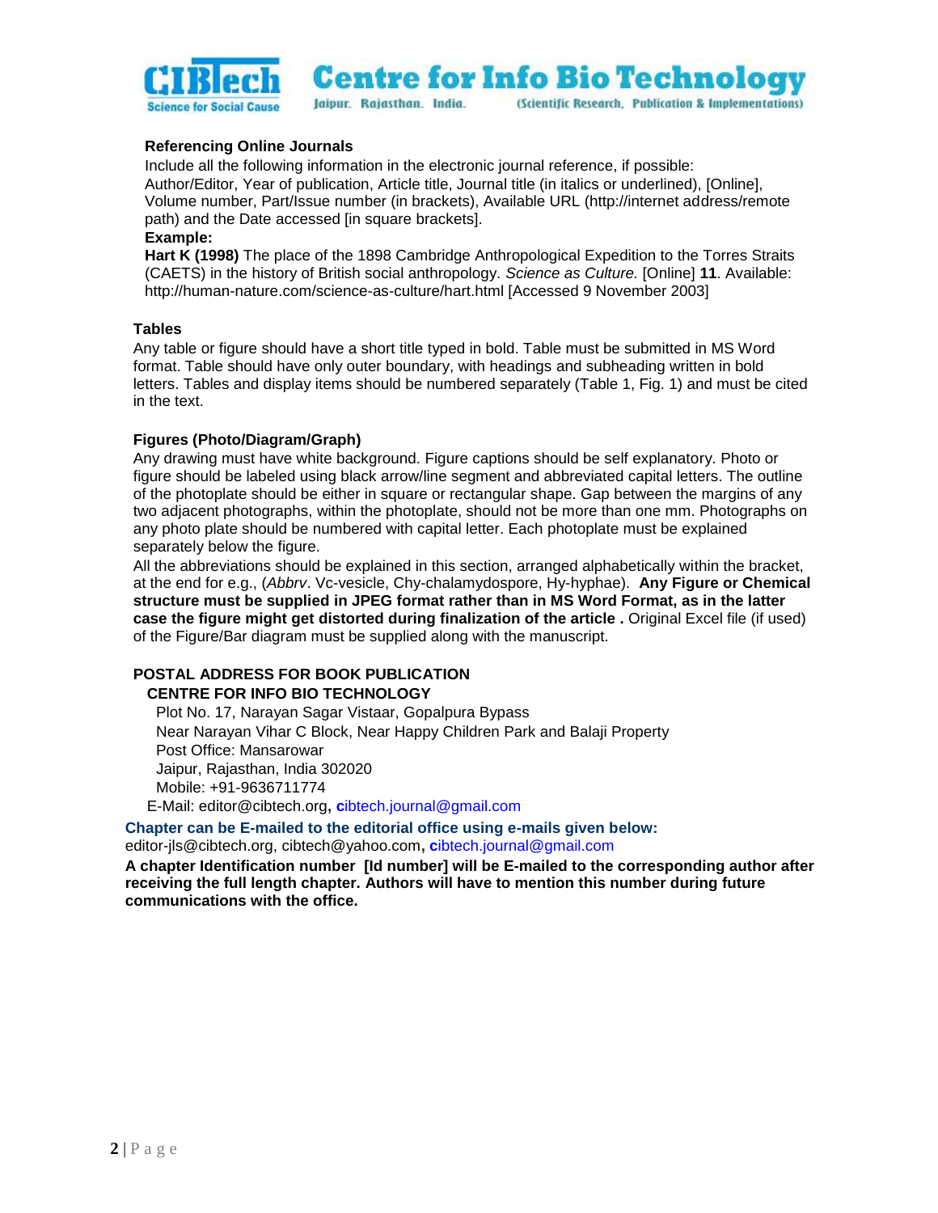### Referencing Online Journals

Include all the following information in the electronic journal reference, if possible: Author/Editor, Year of publication, Article title, Journal title (in italics or underlined), [Online], Volume number, Part/Issue number (in brackets), Available URL (http://internet address/remote path) and the Date accessed [in square brackets].

**Example:**

**Hart K (1998)** The place of the 1898 Cambridge Anthropological Expedition to the Torres Straits (CAETS) in the history of British social anthropology. *Science as Culture.* [Online] **11**. Available: http://human-nature.com/science-as-culture/hart.html [Accessed 9 November 2003]

### Tables

Any table or figure should have a short title typed in bold. Table must be submitted in MS Word format. Table should have only outer boundary, with headings and subheading written in bold letters. Tables and display items should be numbered separately (Table 1, Fig. 1) and must be cited in the text.

### Figures (Photo/Diagram/Graph)

Any drawing must have white background. Figure captions should be self explanatory. Photo or figure should be labeled using black arrow/line segment and abbreviated capital letters. The outline of the photoplate should be either in square or rectangular shape. Gap between the margins of any two adjacent photographs, within the photoplate, should not be more than one mm. Photographs on any photo plate should be numbered with capital letter. Each photoplate must be explained separately below the figure.

All the abbreviations should be explained in this section, arranged alphabetically within the bracket, at the end for e.g., (*Abbrv*. Vc-vesicle, Chy-chalamydospore, Hy-hyphae). **Any Figure or Chemical structure must be supplied in JPEG format rather than in MS Word Format, as in the latter case the figure might get distorted during finalization of the article .** Original Excel file (if used) of the Figure/Bar diagram must be supplied along with the manuscript.

### POSTAL ADDRESS FOR BOOK PUBLICATION

**CENTRE FOR INFO BIO TECHNOLOGY**

Plot No. 17, Narayan Sagar Vistaar, Gopalpura Bypass
Near Narayan Vihar C Block, Near Happy Children Park and Balaji Property
Post Office: Mansarowar
Jaipur, Rajasthan, India 302020
Mobile: +91-9636711774

E-Mail: editor@cibtech.org, cibtech.journal@gmail.com

**Chapter can be E-mailed to the editorial office using e-mails given below:**

editor-jls@cibtech.org, cibtech@yahoo.com, cibtech.journal@gmail.com

**A chapter Identification number [Id number] will be E-mailed to the corresponding author after receiving the full length chapter. Authors will have to mention this number during future communications with the office.**